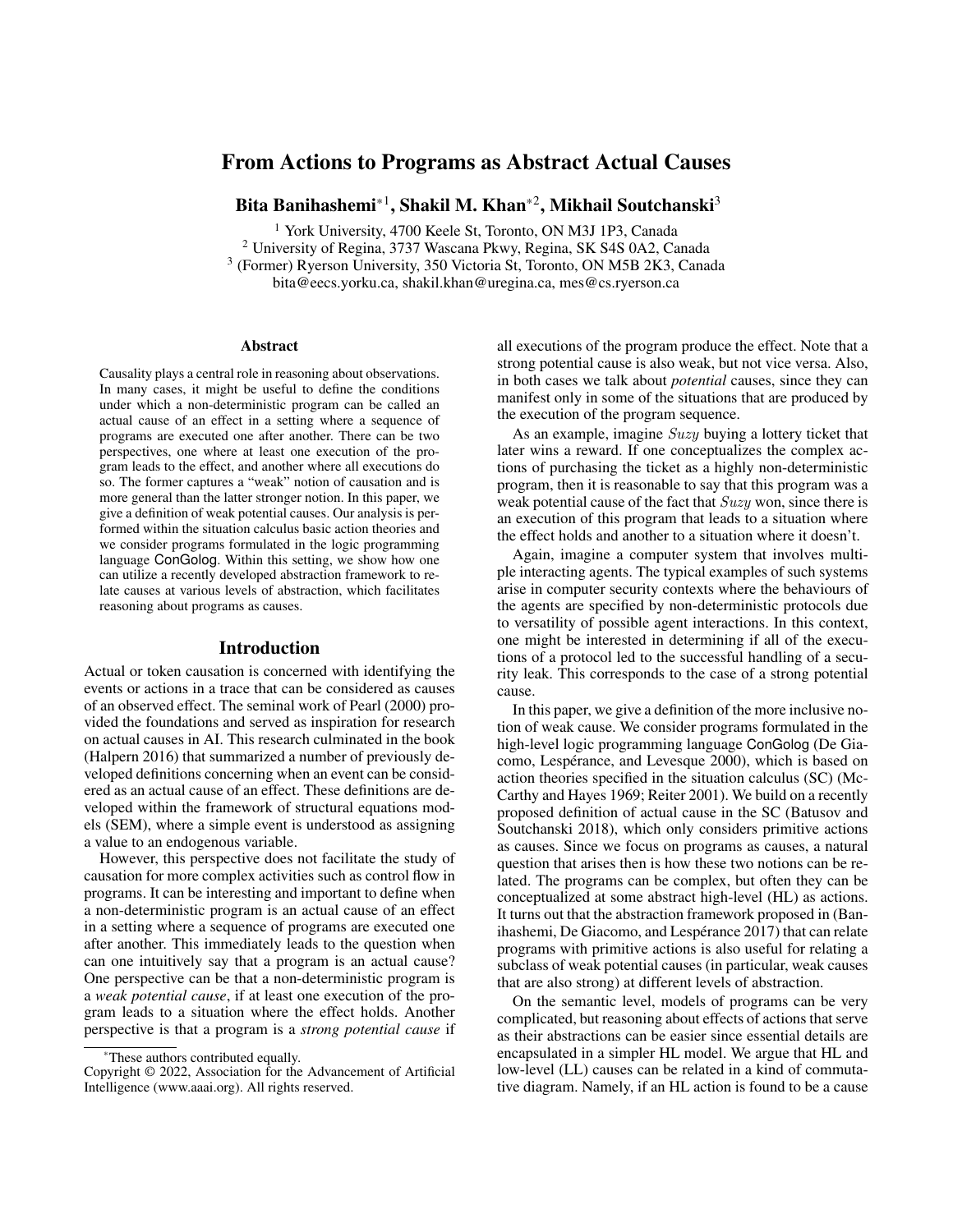# From Actions to Programs as Abstract Actual Causes

**Bita Banihashemi*[1], Shakil M. Khan*[2], Mikhail Soutchanski[3]**

[1] York University, 4700 Keele St, Toronto, ON M3J 1P3, Canada
[2] University of Regina, 3737 Wascana Pkwy, Regina, SK S4S 0A2, Canada
[3] (Former) Ryerson University, 350 Victoria St, Toronto, ON M5B 2K3, Canada
bita@eecs.yorku.ca, shakil.khan@uregina.ca, mes@cs.ryerson.ca

## Abstract

Causality plays a central role in reasoning about observations. In many cases, it might be useful to define the conditions under which a non-deterministic program can be called an actual cause of an effect in a setting where a sequence of programs are executed one after another. There can be two perspectives, one where at least one execution of the program leads to the effect, and another where all executions do so. The former captures a "weak" notion of causation and is more general than the latter stronger notion. In this paper, we give a definition of weak potential causes. Our analysis is performed within the situation calculus basic action theories and we consider programs formulated in the logic programming language ConGolog. Within this setting, we show how one can utilize a recently developed abstraction framework to relate causes at various levels of abstraction, which facilitates reasoning about programs as causes.

## Introduction

Actual or token causation is concerned with identifying the events or actions in a trace that can be considered as causes of an observed effect. The seminal work of Pearl (2000) provided the foundations and served as inspiration for research on actual causes in AI. This research culminated in the book (Halpern 2016) that summarized a number of previously developed definitions concerning when an event can be considered as an actual cause of an effect. These definitions are developed within the framework of structural equations models (SEM), where a simple event is understood as assigning a value to an endogenous variable.

However, this perspective does not facilitate the study of causation for more complex activities such as control flow in programs. It can be interesting and important to define when a non-deterministic program is an actual cause of an effect in a setting where a sequence of programs are executed one after another. This immediately leads to the question when can one intuitively say that a program is an actual cause? One perspective can be that a non-deterministic program is a *weak potential cause*, if at least one execution of the program leads to a situation where the effect holds. Another perspective is that a program is a *strong potential cause* if all executions of the program produce the effect. Note that a strong potential cause is also weak, but not vice versa. Also, in both cases we talk about *potential* causes, since they can manifest only in some of the situations that are produced by the execution of the program sequence.

As an example, imagine $Suzy$ buying a lottery ticket that later wins a reward. If one conceptualizes the complex actions of purchasing the ticket as a highly non-deterministic program, then it is reasonable to say that this program was a weak potential cause of the fact that $Suzy$ won, since there is an execution of this program that leads to a situation where the effect holds and another to a situation where it doesn't.

Again, imagine a computer system that involves multiple interacting agents. The typical examples of such systems arise in computer security contexts where the behaviours of the agents are specified by non-deterministic protocols due to versatility of possible agent interactions. In this context, one might be interested in determining if all of the executions of a protocol led to the successful handling of a security leak. This corresponds to the case of a strong potential cause.

In this paper, we give a definition of the more inclusive notion of weak cause. We consider programs formulated in the high-level logic programming language ConGolog (De Giacomo, Lespérance, and Levesque 2000), which is based on action theories specified in the situation calculus (SC) (McCarthy and Hayes 1969; Reiter 2001). We build on a recently proposed definition of actual cause in the SC (Batusov and Soutchanski 2018), which only considers primitive actions as causes. Since we focus on programs as causes, a natural question that arises then is how these two notions can be related. The programs can be complex, but often they can be conceptualized at some abstract high-level (HL) as actions. It turns out that the abstraction framework proposed in (Banihashemi, De Giacomo, and Lespérance 2017) that can relate programs with primitive actions is also useful for relating a subclass of weak potential causes (in particular, weak causes that are also strong) at different levels of abstraction.

On the semantic level, models of programs can be very complicated, but reasoning about effects of actions that serve as their abstractions can be easier since essential details are encapsulated in a simpler HL model. We argue that HL and low-level (LL) causes can be related in a kind of commutative diagram. Namely, if an HL action is found to be a cause

*These authors contributed equally.
Copyright © 2022, Association for the Advancement of Artificial Intelligence (www.aaai.org). All rights reserved.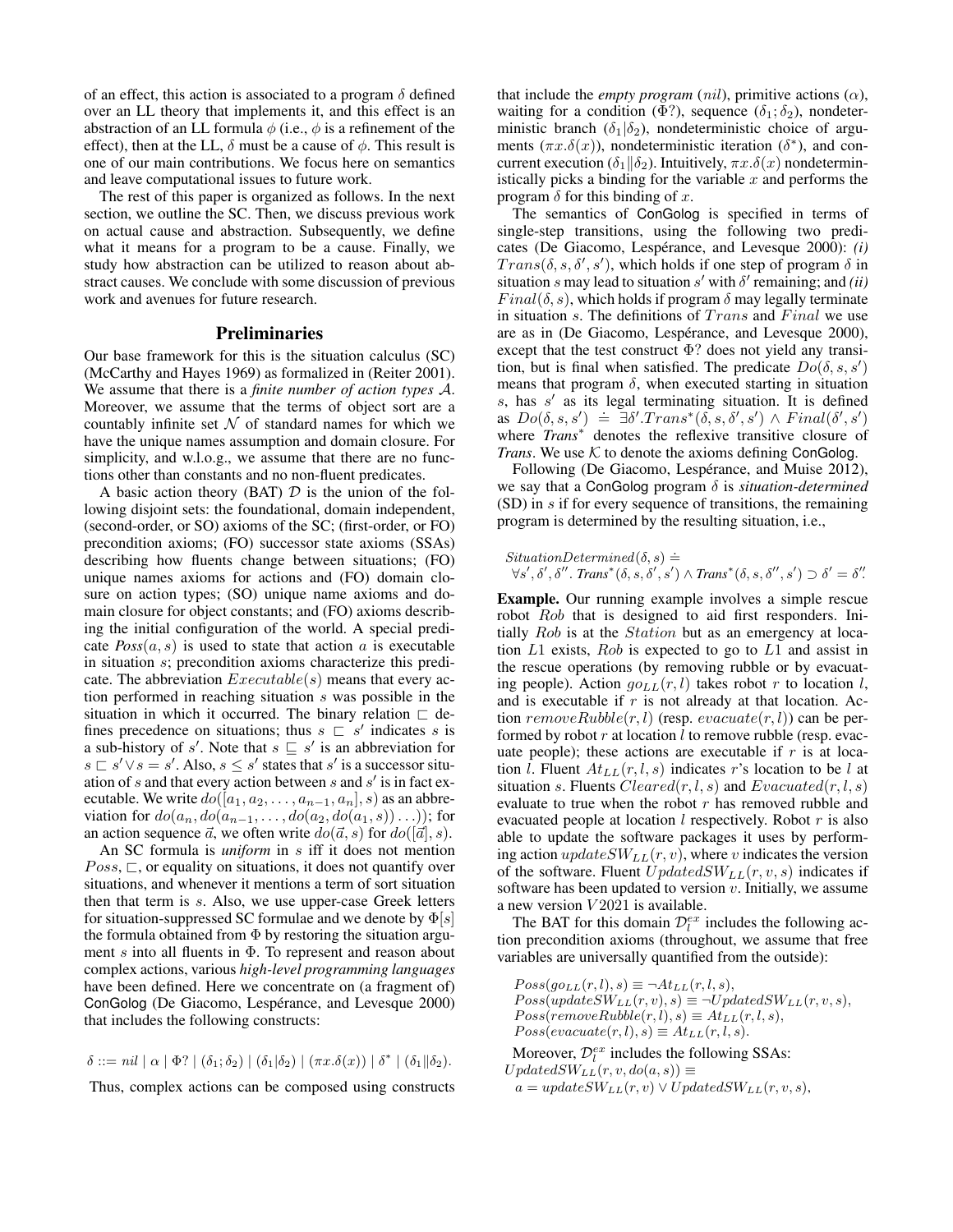of an effect, this action is associated to a program $\delta$ defined over an LL theory that implements it, and this effect is an abstraction of an LL formula $\phi$ (i.e., $\phi$ is a refinement of the effect), then at the LL, $\delta$ must be a cause of $\phi$. This result is one of our main contributions. We focus here on semantics and leave computational issues to future work.

The rest of this paper is organized as follows. In the next section, we outline the SC. Then, we discuss previous work on actual cause and abstraction. Subsequently, we define what it means for a program to be a cause. Finally, we study how abstraction can be utilized to reason about abstract causes. We conclude with some discussion of previous work and avenues for future research.

## Preliminaries

Our base framework for this is the situation calculus (SC) (McCarthy and Hayes 1969) as formalized in (Reiter 2001). We assume that there is a *finite number of action types* $\mathcal{A}$. Moreover, we assume that the terms of object sort are a countably infinite set $\mathcal{N}$ of standard names for which we have the unique names assumption and domain closure. For simplicity, and w.l.o.g., we assume that there are no functions other than constants and no non-fluent predicates.

A basic action theory (BAT) $\mathcal{D}$ is the union of the following disjoint sets: the foundational, domain independent, (second-order, or SO) axioms of the SC; (first-order, or FO) precondition axioms; (FO) successor state axioms (SSAs) describing how fluents change between situations; (FO) unique names axioms for actions and (FO) domain closure on action types; (SO) unique name axioms and domain closure for object constants; and (FO) axioms describing the initial configuration of the world. A special predicate $Poss(a, s)$ is used to state that action $a$ is executable in situation $s$; precondition axioms characterize this predicate. The abbreviation $Executable(s)$ means that every action performed in reaching situation $s$ was possible in the situation in which it occurred. The binary relation $\sqsubset$ defines precedence on situations; thus $s \sqsubset s'$ indicates $s$ is a sub-history of $s'$. Note that $s \sqsubseteq s'$ is an abbreviation for $s \sqsubset s' \vee s = s'$. Also, $s \leq s'$ states that $s'$ is a successor situation of $s$ and that every action between $s$ and $s'$ is in fact executable. We write $do([a_1, a_2, \ldots, a_{n-1}, a_n], s)$ as an abbreviation for $do(a_n, do(a_{n-1}, \ldots, do(a_2, do(a_1, s)) \ldots))$; for an action sequence $\vec{a}$, we often write $do(\vec{a}, s)$ for $do([\vec{a}], s)$.

An SC formula is *uniform* in $s$ iff it does not mention $Poss$, $\sqsubset$, or equality on situations, it does not quantify over situations, and whenever it mentions a term of sort situation then that term is $s$. Also, we use upper-case Greek letters for situation-suppressed SC formulae and we denote by $\Phi[s]$ the formula obtained from $\Phi$ by restoring the situation argument $s$ into all fluents in $\Phi$. To represent and reason about complex actions, various *high-level programming languages* have been defined. Here we concentrate on (a fragment of) ConGolog (De Giacomo, Lespérance, and Levesque 2000) that includes the following constructs:

$$\delta ::= nil \mid \alpha \mid \Phi? \mid (\delta_1; \delta_2) \mid (\delta_1 | \delta_2) \mid (\pi x.\delta(x)) \mid \delta^* \mid (\delta_1 \| \delta_2).$$

Thus, complex actions can be composed using constructs that include the *empty program* ($nil$), primitive actions ($\alpha$), waiting for a condition ($\Phi?$), sequence ($\delta_1; \delta_2$), nondeterministic branch ($\delta_1 | \delta_2$), nondeterministic choice of arguments ($\pi x.\delta(x)$), nondeterministic iteration ($\delta^*$), and concurrent execution ($\delta_1 \| \delta_2$). Intuitively, $\pi x.\delta(x)$ nondeterministically picks a binding for the variable $x$ and performs the program $\delta$ for this binding of $x$.

The semantics of ConGolog is specified in terms of single-step transitions, using the following two predicates (De Giacomo, Lespérance, and Levesque 2000): *(i)* $Trans(\delta, s, \delta', s')$, which holds if one step of program $\delta$ in situation $s$ may lead to situation $s'$ with $\delta'$ remaining; and *(ii)* $Final(\delta, s)$, which holds if program $\delta$ may legally terminate in situation $s$. The definitions of $Trans$ and $Final$ we use are as in (De Giacomo, Lespérance, and Levesque 2000), except that the test construct $\Phi?$ does not yield any transition, but is final when satisfied. The predicate $Do(\delta, s, s')$ means that program $\delta$, when executed starting in situation $s$, has $s'$ as its legal terminating situation. It is defined as $Do(\delta, s, s') \doteq \exists \delta'. Trans^*(\delta, s, \delta', s') \wedge Final(\delta', s')$ where $Trans^*$ denotes the reflexive transitive closure of $Trans$. We use $\mathcal{K}$ to denote the axioms defining ConGolog.

Following (De Giacomo, Lespérance, and Muise 2012), we say that a ConGolog program $\delta$ is *situation-determined* (SD) in $s$ if for every sequence of transitions, the remaining program is determined by the resulting situation, i.e.,

$$SituationDetermined(\delta, s) \doteq$$
$$\forall s', \delta', \delta''. \ Trans^*(\delta, s, \delta', s') \wedge Trans^*(\delta, s, \delta'', s') \supset \delta' = \delta''.$$

**Example.** Our running example involves a simple rescue robot $Rob$ that is designed to aid first responders. Initially $Rob$ is at the $Station$ but as an emergency at location $L1$ exists, $Rob$ is expected to go to $L1$ and assist in the rescue operations (by removing rubble or by evacuating people). Action $go_{LL}(r, l)$ takes robot $r$ to location $l$, and is executable if $r$ is not already at that location. Action $removeRubble(r, l)$ (resp. $evacuate(r, l)$) can be performed by robot $r$ at location $l$ to remove rubble (resp. evacuate people); these actions are executable if $r$ is at location $l$. Fluent $At_{LL}(r, l, s)$ indicates $r$'s location to be $l$ at situation $s$. Fluents $Cleared(r, l, s)$ and $Evacuated(r, l, s)$ evaluate to true when the robot $r$ has removed rubble and evacuated people at location $l$ respectively. Robot $r$ is also able to update the software packages it uses by performing action $updateSW_{LL}(r, v)$, where $v$ indicates the version of the software. Fluent $UpdatedSW_{LL}(r, v, s)$ indicates if software has been updated to version $v$. Initially, we assume a new version $V2021$ is available.

The BAT for this domain $\mathcal{D}_l^{ex}$ includes the following action precondition axioms (throughout, we assume that free variables are universally quantified from the outside):

$$Poss(go_{LL}(r, l), s) \equiv \neg At_{LL}(r, l, s),$$
$$Poss(updateSW_{LL}(r, v), s) \equiv \neg UpdatedSW_{LL}(r, v, s),$$
$$Poss(removeRubble(r, l), s) \equiv At_{LL}(r, l, s),$$
$$Poss(evacuate(r, l), s) \equiv At_{LL}(r, l, s).$$

Moreover, $\mathcal{D}_l^{ex}$ includes the following SSAs:

$$UpdatedSW_{LL}(r, v, do(a, s)) \equiv$$
$$a = updateSW_{LL}(r, v) \vee UpdatedSW_{LL}(r, v, s),$$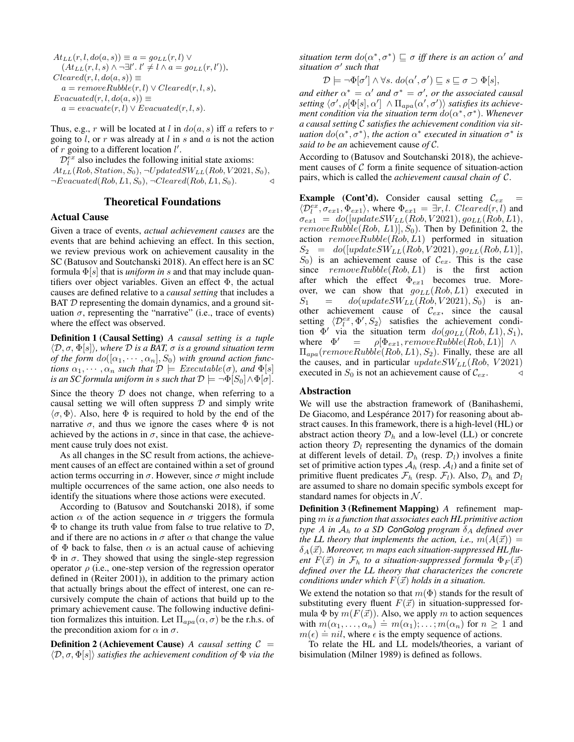$$At_{LL}(r, l, do(a, s)) \equiv a = go_{LL}(r, l) \vee$$
$$(At_{LL}(r, l, s) \wedge \neg\exists l'.\, l' \neq l \wedge a = go_{LL}(r, l')),$$
$$Cleared(r, l, do(a, s)) \equiv$$
$$a = removeRubble(r, l) \vee Cleared(r, l, s),$$
$$Evacuated(r, l, do(a, s)) \equiv$$
$$a = evacuate(r, l) \vee Evacuated(r, l, s).$$

Thus, e.g., $r$ will be located at $l$ in $do(a, s)$ iff $a$ refers to $r$ going to $l$, or $r$ was already at $l$ in $s$ and $a$ is not the action of $r$ going to a different location $l'$.

$\mathcal{D}_l^{ex}$ also includes the following initial state axioms:
$At_{LL}(Rob, Station, S_0)$, $\neg UpdatedSW_{LL}(Rob, V2021, S_0)$, $\neg Evacuated(Rob, L1, S_0)$, $\neg Cleared(Rob, L1, S_0)$. ◁

## Theoretical Foundations

### Actual Cause

Given a trace of events, *actual achievement causes* are the events that are behind achieving an effect. In this section, we review previous work on achievement causality in the SC (Batusov and Soutchanski 2018). An effect here is an SC formula $\Phi[s]$ that is *uniform in s* and that may include quantifiers over object variables. Given an effect $\Phi$, the actual causes are defined relative to a *causal setting* that includes a BAT $\mathcal{D}$ representing the domain dynamics, and a ground situation $\sigma$, representing the "narrative" (i.e., trace of events) where the effect was observed.

**Definition 1 (Causal Setting)** *A causal setting is a tuple $\langle \mathcal{D}, \sigma, \Phi[s] \rangle$, where $\mathcal{D}$ is a BAT, $\sigma$ is a ground situation term of the form $do([\alpha_1, \cdots, \alpha_n], S_0)$ with ground action functions $\alpha_1, \cdots, \alpha_n$ such that $\mathcal{D} \models Executable(\sigma)$, and $\Phi[s]$ is an SC formula uniform in s such that $\mathcal{D} \models \neg\Phi[S_0] \wedge \Phi[\sigma]$.*

Since the theory $\mathcal{D}$ does not change, when referring to a causal setting we will often suppress $\mathcal{D}$ and simply write $\langle \sigma, \Phi \rangle$. Also, here $\Phi$ is required to hold by the end of the narrative $\sigma$, and thus we ignore the cases where $\Phi$ is not achieved by the actions in $\sigma$, since in that case, the achievement cause truly does not exist.

As all changes in the SC result from actions, the achievement causes of an effect are contained within a set of ground action terms occurring in $\sigma$. However, since $\sigma$ might include multiple occurrences of the same action, one also needs to identify the situations where those actions were executed.

According to (Batusov and Soutchanski 2018), if some action $\alpha$ of the action sequence in $\sigma$ triggers the formula $\Phi$ to change its truth value from false to true relative to $\mathcal{D}$, and if there are no actions in $\sigma$ after $\alpha$ that change the value of $\Phi$ back to false, then $\alpha$ is an actual cause of achieving $\Phi$ in $\sigma$. They showed that using the single-step regression operator $\rho$ (i.e., one-step version of the regression operator defined in (Reiter 2001)), in addition to the primary action that actually brings about the effect of interest, one can recursively compute the chain of actions that build up to the primary achievement cause. The following inductive definition formalizes this intuition. Let $\Pi_{apa}(\alpha, \sigma)$ be the r.h.s. of the precondition axiom for $\alpha$ in $\sigma$.

**Definition 2 (Achievement Cause)** *A causal setting $\mathcal{C} = \langle \mathcal{D}, \sigma, \Phi[s] \rangle$ satisfies the achievement condition of $\Phi$ via the situation term $do(\alpha^*, \sigma^*) \sqsubseteq \sigma$ iff there is an action $\alpha'$ and situation $\sigma'$ such that*

$$\mathcal{D} \models \neg\Phi[\sigma'] \wedge \forall s.\, do(\alpha', \sigma') \sqsubseteq s \sqsubseteq \sigma \supset \Phi[s],$$

*and either $\alpha^* = \alpha'$ and $\sigma^* = \sigma'$, or the associated causal setting $\langle \sigma', \rho[\Phi[s], \alpha'] \wedge \Pi_{apa}(\alpha', \sigma') \rangle$ satisfies its achievement condition via the situation term $do(\alpha^*, \sigma^*)$. Whenever a causal setting $\mathcal{C}$ satisfies the achievement condition via situation $do(\alpha^*, \sigma^*)$, the action $\alpha^*$ executed in situation $\sigma^*$ is said to be an* achievement cause *of $\mathcal{C}$.*

According to (Batusov and Soutchanski 2018), the achievement causes of $\mathcal{C}$ form a finite sequence of situation-action pairs, which is called the *achievement causal chain of* $\mathcal{C}$.

**Example (Cont'd).** Consider causal setting $\mathcal{C}_{ex} = \langle \mathcal{D}_l^{ex}, \sigma_{ex1}, \Phi_{ex1} \rangle$, where $\Phi_{ex1} = \exists r, l.\, Cleared(r, l)$ and $\sigma_{ex1} = do([updateSW_{LL}(Rob, V2021), go_{LL}(Rob, L1), removeRubble(Rob, L1)], S_0)$. Then by Definition 2, the action $removeRubble(Rob, L1)$ performed in situation $S_2 = do([updateSW_{LL}(Rob, V2021), go_{LL}(Rob, L1)], S_0)$ is an achievement cause of $\mathcal{C}_{ex}$. This is the case since $removeRubble(Rob, L1)$ is the first action after which the effect $\Phi_{ex1}$ becomes true. Moreover, we can show that $go_{LL}(Rob, L1)$ executed in $S_1 = do(updateSW_{LL}(Rob, V2021), S_0)$ is another achievement cause of $\mathcal{C}_{ex}$, since the causal setting $\langle \mathcal{D}_l^{ex}, \Phi', S_2 \rangle$ satisfies the achievement condition $\Phi'$ via the situation term $do(go_{LL}(Rob, L1), S_1)$, where $\Phi' = \rho[\Phi_{ex1}, removeRubble(Rob, L1)] \wedge \Pi_{apa}(removeRubble(Rob, L1), S_2)$. Finally, these are all the causes, and in particular $updateSW_{LL}(Rob, V2021)$ executed in $S_0$ is not an achievement cause of $\mathcal{C}_{ex}$. ◁

### Abstraction

We will use the abstraction framework of (Banihashemi, De Giacomo, and Lespérance 2017) for reasoning about abstract causes. In this framework, there is a high-level (HL) or abstract action theory $\mathcal{D}_h$ and a low-level (LL) or concrete action theory $\mathcal{D}_l$ representing the dynamics of the domain at different levels of detail. $\mathcal{D}_h$ (resp. $\mathcal{D}_l$) involves a finite set of primitive action types $\mathcal{A}_h$ (resp. $\mathcal{A}_l$) and a finite set of primitive fluent predicates $\mathcal{F}_h$ (resp. $\mathcal{F}_l$). Also, $\mathcal{D}_h$ and $\mathcal{D}_l$ are assumed to share no domain specific symbols except for standard names for objects in $\mathcal{N}$.

**Definition 3 (Refinement Mapping)** *A refinement mapping $m$ is a function that associates each HL primitive action type $A$ in $\mathcal{A}_h$ to a SD ConGolog program $\delta_A$ defined over the LL theory that implements the action, i.e., $m(A(\vec{x})) = \delta_A(\vec{x})$. Moreover, $m$ maps each situation-suppressed HL fluent $F(\vec{x})$ in $\mathcal{F}_h$ to a situation-suppressed formula $\Phi_F(\vec{x})$ defined over the LL theory that characterizes the concrete conditions under which $F(\vec{x})$ holds in a situation.*

We extend the notation so that $m(\Phi)$ stands for the result of substituting every fluent $F(\vec{x})$ in situation-suppressed formula $\Phi$ by $m(F(\vec{x}))$. Also, we apply $m$ to action sequences with $m(\alpha_1, \ldots, \alpha_n) \doteq m(\alpha_1); \ldots; m(\alpha_n)$ for $n \geq 1$ and $m(\epsilon) \doteq nil$, where $\epsilon$ is the empty sequence of actions.

To relate the HL and LL models/theories, a variant of bisimulation (Milner 1989) is defined as follows.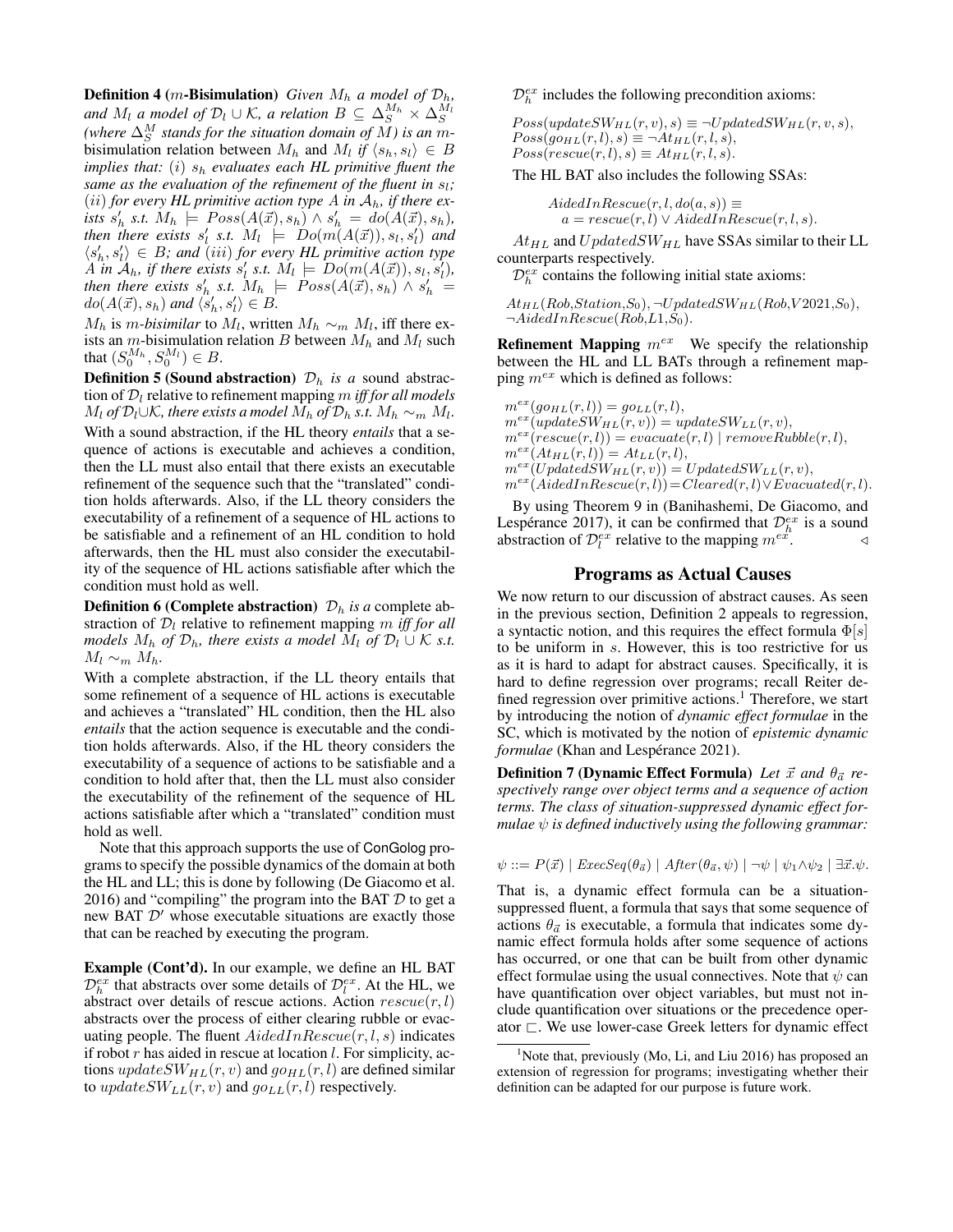**Definition 4** (*m*-**Bisimulation**) *Given $M_h$ a model of $\mathcal{D}_h$, and $M_l$ a model of $\mathcal{D}_l \cup \mathcal{K}$, a relation $B \subseteq \Delta_S^{M_h} \times \Delta_S^{M_l}$ (where $\Delta_S^M$ stands for the situation domain of $M$) is an $m$-*bisimulation relation between $M_h$ and $M_l$ *if* $\langle s_h, s_l \rangle \in B$ *implies that:* $(i)$ $s_h$ *evaluates each HL primitive fluent the same as the evaluation of the refinement of the fluent in* $s_l$*;* $(ii)$ *for every HL primitive action type $A$ in $\mathcal{A}_h$, if there exists $s'_h$ s.t. $M_h \models Poss(A(\vec{x}), s_h) \wedge s'_h = do(A(\vec{x}), s_h)$, then there exists $s'_l$ s.t. $M_l \models Do(m(A(\vec{x})), s_l, s'_l)$ and $\langle s'_h, s'_l \rangle \in B$; and $(iii)$ for every HL primitive action type $A$ in $\mathcal{A}_h$, if there exists $s'_l$ s.t. $M_l \models Do(m(A(\vec{x})), s_l, s'_l)$, then there exists $s'_h$ s.t. $M_h \models Poss(A(\vec{x}), s_h) \wedge s'_h = do(A(\vec{x}), s_h)$ and $\langle s'_h, s'_l \rangle \in B$.*

$M_h$ is *$m$-bisimilar* to $M_l$, written $M_h \sim_m M_l$, iff there exists an $m$-bisimulation relation $B$ between $M_h$ and $M_l$ such that $(S_0^{M_h}, S_0^{M_l}) \in B$.

**Definition 5 (Sound abstraction)** *$\mathcal{D}_h$ is a* sound abstraction of $\mathcal{D}_l$ relative to refinement mapping $m$ *iff for all models $M_l$ of $\mathcal{D}_l \cup \mathcal{K}$, there exists a model $M_h$ of $\mathcal{D}_h$ s.t. $M_h \sim_m M_l$.*

With a sound abstraction, if the HL theory *entails* that a sequence of actions is executable and achieves a condition, then the LL must also entail that there exists an executable refinement of the sequence such that the "translated" condition holds afterwards. Also, if the LL theory considers the executability of a refinement of a sequence of HL actions to be satisfiable and a refinement of an HL condition to hold afterwards, then the HL must also consider the executability of the sequence of HL actions satisfiable after which the condition must hold as well.

**Definition 6 (Complete abstraction)** *$\mathcal{D}_h$ is a* complete abstraction of $\mathcal{D}_l$ relative to refinement mapping $m$ *iff for all models $M_h$ of $\mathcal{D}_h$, there exists a model $M_l$ of $\mathcal{D}_l \cup \mathcal{K}$ s.t. $M_l \sim_m M_h$.*

With a complete abstraction, if the LL theory entails that some refinement of a sequence of HL actions is executable and achieves a "translated" HL condition, then the HL also *entails* that the action sequence is executable and the condition holds afterwards. Also, if the HL theory considers the executability of a sequence of actions to be satisfiable and a condition to hold after that, then the LL must also consider the executability of the refinement of the sequence of HL actions satisfiable after which a "translated" condition must hold as well.

Note that this approach supports the use of ConGolog programs to specify the possible dynamics of the domain at both the HL and LL; this is done by following (De Giacomo et al. 2016) and "compiling" the program into the BAT $\mathcal{D}$ to get a new BAT $\mathcal{D}'$ whose executable situations are exactly those that can be reached by executing the program.

**Example (Cont'd).** In our example, we define an HL BAT $\mathcal{D}_h^{ex}$ that abstracts over some details of $\mathcal{D}_l^{ex}$. At the HL, we abstract over details of rescue actions. Action $rescue(r, l)$ abstracts over the process of either clearing rubble or evacuating people. The fluent $AidedInRescue(r, l, s)$ indicates if robot $r$ has aided in rescue at location $l$. For simplicity, actions $updateSW_{HL}(r, v)$ and $go_{HL}(r, l)$ are defined similar to $updateSW_{LL}(r, v)$ and $go_{LL}(r, l)$ respectively.

$\mathcal{D}_h^{ex}$ includes the following precondition axioms:

$$Poss(updateSW_{HL}(r, v), s) \equiv \neg UpdatedSW_{HL}(r, v, s),$$
$$Poss(go_{HL}(r, l), s) \equiv \neg At_{HL}(r, l, s),$$
$$Poss(rescue(r, l), s) \equiv At_{HL}(r, l, s).$$

The HL BAT also includes the following SSAs:

$$AidedInRescue(r, l, do(a, s)) \equiv$$
$$a = rescue(r, l) \vee AidedInRescue(r, l, s).$$

$At_{HL}$ and $UpdatedSW_{HL}$ have SSAs similar to their LL counterparts respectively.

$\mathcal{D}_h^{ex}$ contains the following initial state axioms:

$$At_{HL}(Rob, Station, S_0), \neg UpdatedSW_{HL}(Rob, V2021, S_0),$$
$$\neg AidedInRescue(Rob, L1, S_0).$$

**Refinement Mapping** $m^{ex}$ We specify the relationship between the HL and LL BATs through a refinement mapping $m^{ex}$ which is defined as follows:

$$m^{ex}(go_{HL}(r, l)) = go_{LL}(r, l),$$
$$m^{ex}(updateSW_{HL}(r, v)) = updateSW_{LL}(r, v),$$
$$m^{ex}(rescue(r, l)) = evacuate(r, l) \mid removeRubble(r, l),$$
$$m^{ex}(At_{HL}(r, l)) = At_{LL}(r, l),$$
$$m^{ex}(UpdatedSW_{HL}(r, v)) = UpdatedSW_{LL}(r, v),$$
$$m^{ex}(AidedInRescue(r, l)) = Cleared(r, l) \vee Evacuated(r, l).$$

By using Theorem 9 in (Banihashemi, De Giacomo, and Lespérance 2017), it can be confirmed that $\mathcal{D}_h^{ex}$ is a sound abstraction of $\mathcal{D}_l^{ex}$ relative to the mapping $m^{ex}$. ◁

## Programs as Actual Causes

We now return to our discussion of abstract causes. As seen in the previous section, Definition 2 appeals to regression, a syntactic notion, and this requires the effect formula $\Phi[s]$ to be uniform in $s$. However, this is too restrictive for us as it is hard to adapt for abstract causes. Specifically, it is hard to define regression over programs; recall Reiter defined regression over primitive actions.[1] Therefore, we start by introducing the notion of *dynamic effect formulae* in the SC, which is motivated by the notion of *epistemic dynamic formulae* (Khan and Lespérance 2021).

**Definition 7 (Dynamic Effect Formula)** *Let $\vec{x}$ and $\theta_{\vec{a}}$ respectively range over object terms and a sequence of action terms. The class of situation-suppressed dynamic effect formulae $\psi$ is defined inductively using the following grammar:*

$$\psi ::= P(\vec{x}) \mid ExecSeq(\theta_{\vec{a}}) \mid After(\theta_{\vec{a}}, \psi) \mid \neg\psi \mid \psi_1 \wedge \psi_2 \mid \exists \vec{x}.\psi.$$

That is, a dynamic effect formula can be a situation-suppressed fluent, a formula that says that some sequence of actions $\theta_{\vec{a}}$ is executable, a formula that indicates some dynamic effect formula holds after some sequence of actions has occurred, or one that can be built from other dynamic effect formulae using the usual connectives. Note that $\psi$ can have quantification over object variables, but must not include quantification over situations or the precedence operator $\sqsubset$. We use lower-case Greek letters for dynamic effect

[1]Note that, previously (Mo, Li, and Liu 2016) has proposed an extension of regression for programs; investigating whether their definition can be adapted for our purpose is future work.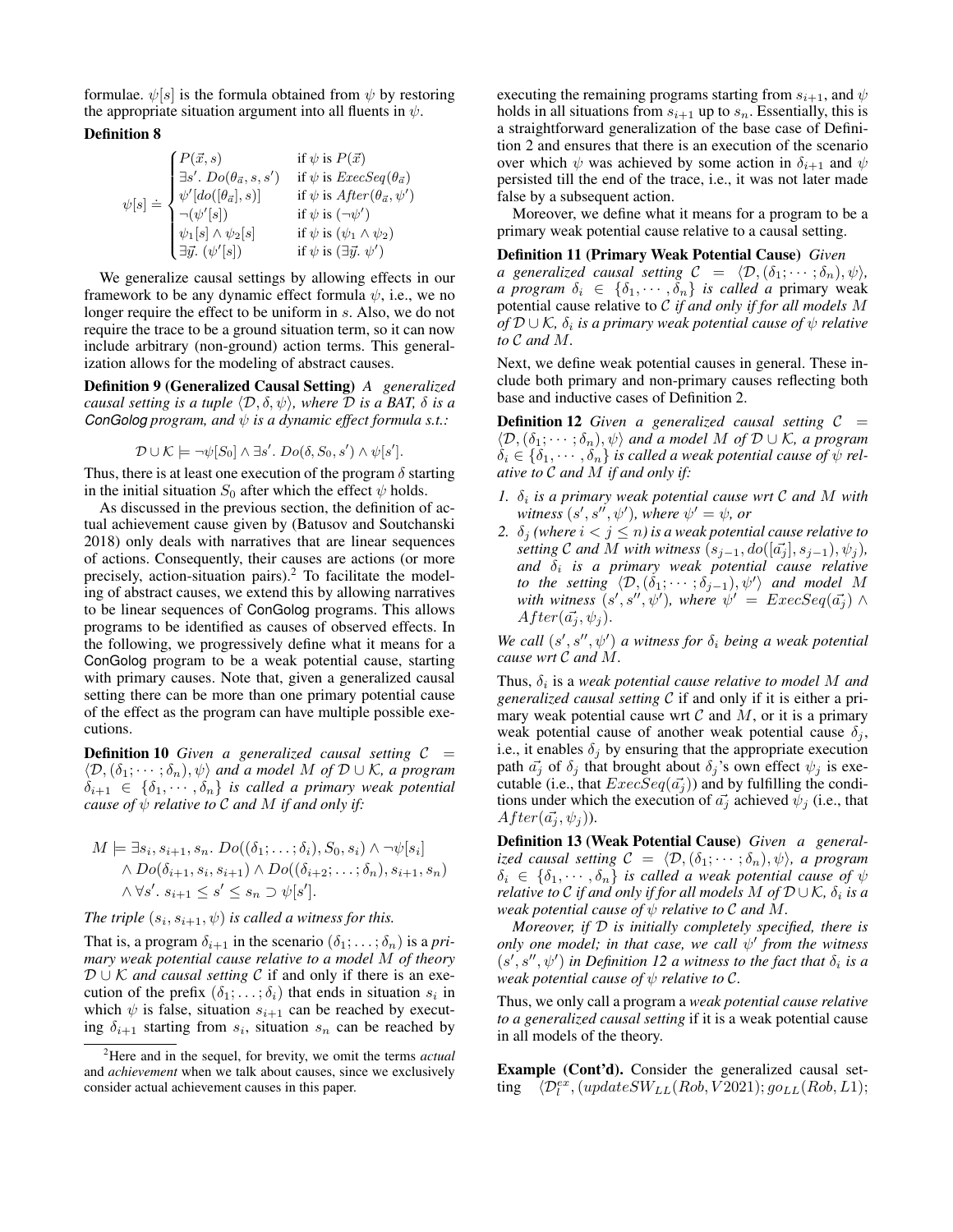formulae. $\psi[s]$ is the formula obtained from $\psi$ by restoring the appropriate situation argument into all fluents in $\psi$.

**Definition 8**

$$\psi[s] \doteq \begin{cases} P(\vec{x}, s) & \text{if } \psi \text{ is } P(\vec{x}) \\ \exists s'.\ Do(\theta_{\vec{a}}, s, s') & \text{if } \psi \text{ is } ExecSeq(\theta_{\vec{a}}) \\ \psi'[do([\theta_{\vec{a}}], s)] & \text{if } \psi \text{ is } After(\theta_{\vec{a}}, \psi') \\ \neg(\psi'[s]) & \text{if } \psi \text{ is } (\neg\psi') \\ \psi_1[s] \wedge \psi_2[s] & \text{if } \psi \text{ is } (\psi_1 \wedge \psi_2) \\ \exists \vec{y}.\ (\psi'[s]) & \text{if } \psi \text{ is } (\exists \vec{y}.\ \psi') \end{cases}$$

We generalize causal settings by allowing effects in our framework to be any dynamic effect formula $\psi$, i.e., we no longer require the effect to be uniform in $s$. Also, we do not require the trace to be a ground situation term, so it can now include arbitrary (non-ground) action terms. This generalization allows for the modeling of abstract causes.

**Definition 9 (Generalized Causal Setting)** *A generalized causal setting is a tuple $\langle \mathcal{D}, \delta, \psi \rangle$, where $\mathcal{D}$ is a BAT, $\delta$ is a ConGolog program, and $\psi$ is a dynamic effect formula s.t.:*

$$\mathcal{D} \cup \mathcal{K} \models \neg\psi[S_0] \wedge \exists s'.\ Do(\delta, S_0, s') \wedge \psi[s'].$$

Thus, there is at least one execution of the program $\delta$ starting in the initial situation $S_0$ after which the effect $\psi$ holds.

As discussed in the previous section, the definition of actual achievement cause given by (Batusov and Soutchanski 2018) only deals with narratives that are linear sequences of actions. Consequently, their causes are actions (or more precisely, action-situation pairs).[2] To facilitate the modeling of abstract causes, we extend this by allowing narratives to be linear sequences of ConGolog programs. This allows programs to be identified as causes of observed effects. In the following, we progressively define what it means for a ConGolog program to be a weak potential cause, starting with primary causes. Note that, given a generalized causal setting there can be more than one primary potential cause of the effect as the program can have multiple possible executions.

**Definition 10** *Given a generalized causal setting $\mathcal{C} = \langle \mathcal{D}, (\delta_1; \cdots; \delta_n), \psi \rangle$ and a model $M$ of $\mathcal{D} \cup \mathcal{K}$, a program $\delta_{i+1} \in \{\delta_1, \cdots, \delta_n\}$ is called a primary weak potential cause of $\psi$ relative to $\mathcal{C}$ and $M$ if and only if:*

$$\begin{aligned} M \models \exists s_i, s_{i+1}, s_n.\ & Do((\delta_1; \ldots; \delta_i), S_0, s_i) \wedge \neg\psi[s_i] \\ & \wedge Do(\delta_{i+1}, s_i, s_{i+1}) \wedge Do((\delta_{i+2}; \ldots; \delta_n), s_{i+1}, s_n) \\ & \wedge \forall s'.\ s_{i+1} \leq s' \leq s_n \supset \psi[s']. \end{aligned}$$

*The triple $(s_i, s_{i+1}, \psi)$ is called a witness for this.*

That is, a program $\delta_{i+1}$ in the scenario $(\delta_1; \ldots; \delta_n)$ is a *primary weak potential cause relative to a model $M$ of theory $\mathcal{D} \cup \mathcal{K}$ and causal setting $\mathcal{C}$* if and only if there is an execution of the prefix $(\delta_1; \ldots; \delta_i)$ that ends in situation $s_i$ in which $\psi$ is false, situation $s_{i+1}$ can be reached by executing $\delta_{i+1}$ starting from $s_i$, situation $s_n$ can be reached by executing the remaining programs starting from $s_{i+1}$, and $\psi$ holds in all situations from $s_{i+1}$ up to $s_n$. Essentially, this is a straightforward generalization of the base case of Definition 2 and ensures that there is an execution of the scenario over which $\psi$ was achieved by some action in $\delta_{i+1}$ and $\psi$ persisted till the end of the trace, i.e., it was not later made false by a subsequent action.

Moreover, we define what it means for a program to be a primary weak potential cause relative to a causal setting.

**Definition 11 (Primary Weak Potential Cause)** *Given a generalized causal setting $\mathcal{C} = \langle \mathcal{D}, (\delta_1; \cdots; \delta_n), \psi \rangle$, a program $\delta_i \in \{\delta_1, \cdots, \delta_n\}$ is called a* primary weak potential cause *relative to $\mathcal{C}$ if and only if for all models $M$ of $\mathcal{D} \cup \mathcal{K}$, $\delta_i$ is a primary weak potential cause of $\psi$ relative to $\mathcal{C}$ and $M$.*

Next, we define weak potential causes in general. These include both primary and non-primary causes reflecting both base and inductive cases of Definition 2.

**Definition 12** *Given a generalized causal setting $\mathcal{C} = \langle \mathcal{D}, (\delta_1; \cdots; \delta_n), \psi \rangle$ and a model $M$ of $\mathcal{D} \cup \mathcal{K}$, a program $\delta_i \in \{\delta_1, \cdots, \delta_n\}$ is called a weak potential cause of $\psi$ relative to $\mathcal{C}$ and $M$ if and only if:*

1. *$\delta_i$ is a primary weak potential cause wrt $\mathcal{C}$ and $M$ with witness $(s', s'', \psi')$, where $\psi' = \psi$, or*
2. *$\delta_j$ (where $i < j \leq n$) is a weak potential cause relative to setting $\mathcal{C}$ and $M$ with witness $(s_{j-1}, do([\vec{a_j}], s_{j-1}), \psi_j)$, and $\delta_i$ is a primary weak potential cause relative to the setting $\langle \mathcal{D}, (\delta_1; \cdots; \delta_{j-1}), \psi' \rangle$ and model $M$ with witness $(s', s'', \psi')$, where $\psi' = ExecSeq(\vec{a_j}) \wedge After(\vec{a_j}, \psi_j)$.*

*We call $(s', s'', \psi')$ a witness for $\delta_i$ being a weak potential cause wrt $\mathcal{C}$ and $M$.*

Thus, $\delta_i$ is a *weak potential cause relative to model $M$ and generalized causal setting $\mathcal{C}$* if and only if it is either a primary weak potential cause wrt $\mathcal{C}$ and $M$, or it is a primary weak potential cause of another weak potential cause $\delta_j$, i.e., it enables $\delta_j$ by ensuring that the appropriate execution path $\vec{a_j}$ of $\delta_j$ that brought about $\delta_j$'s own effect $\psi_j$ is executable (i.e., that $ExecSeq(\vec{a_j})$) and by fulfilling the conditions under which the execution of $\vec{a_j}$ achieved $\psi_j$ (i.e., that $After(\vec{a_j}, \psi_j)$).

**Definition 13 (Weak Potential Cause)** *Given a generalized causal setting $\mathcal{C} = \langle \mathcal{D}, (\delta_1; \cdots; \delta_n), \psi \rangle$, a program $\delta_i \in \{\delta_1, \cdots, \delta_n\}$ is called a weak potential cause of $\psi$ relative to $\mathcal{C}$ if and only if for all models $M$ of $\mathcal{D} \cup \mathcal{K}$, $\delta_i$ is a weak potential cause of $\psi$ relative to $\mathcal{C}$ and $M$.*

*Moreover, if $\mathcal{D}$ is initially completely specified, there is only one model; in that case, we call $\psi'$ from the witness $(s', s'', \psi')$ in Definition 12 a witness to the fact that $\delta_i$ is a weak potential cause of $\psi$ relative to $\mathcal{C}$.*

Thus, we only call a program a *weak potential cause relative to a generalized causal setting* if it is a weak potential cause in all models of the theory.

**Example (Cont'd).** Consider the generalized causal setting $\langle \mathcal{D}_l^{ex}, (updateSW_{LL}(Rob, V2021); go_{LL}(Rob, L1);$

[2] Here and in the sequel, for brevity, we omit the terms *actual* and *achievement* when we talk about causes, since we exclusively consider actual achievement causes in this paper.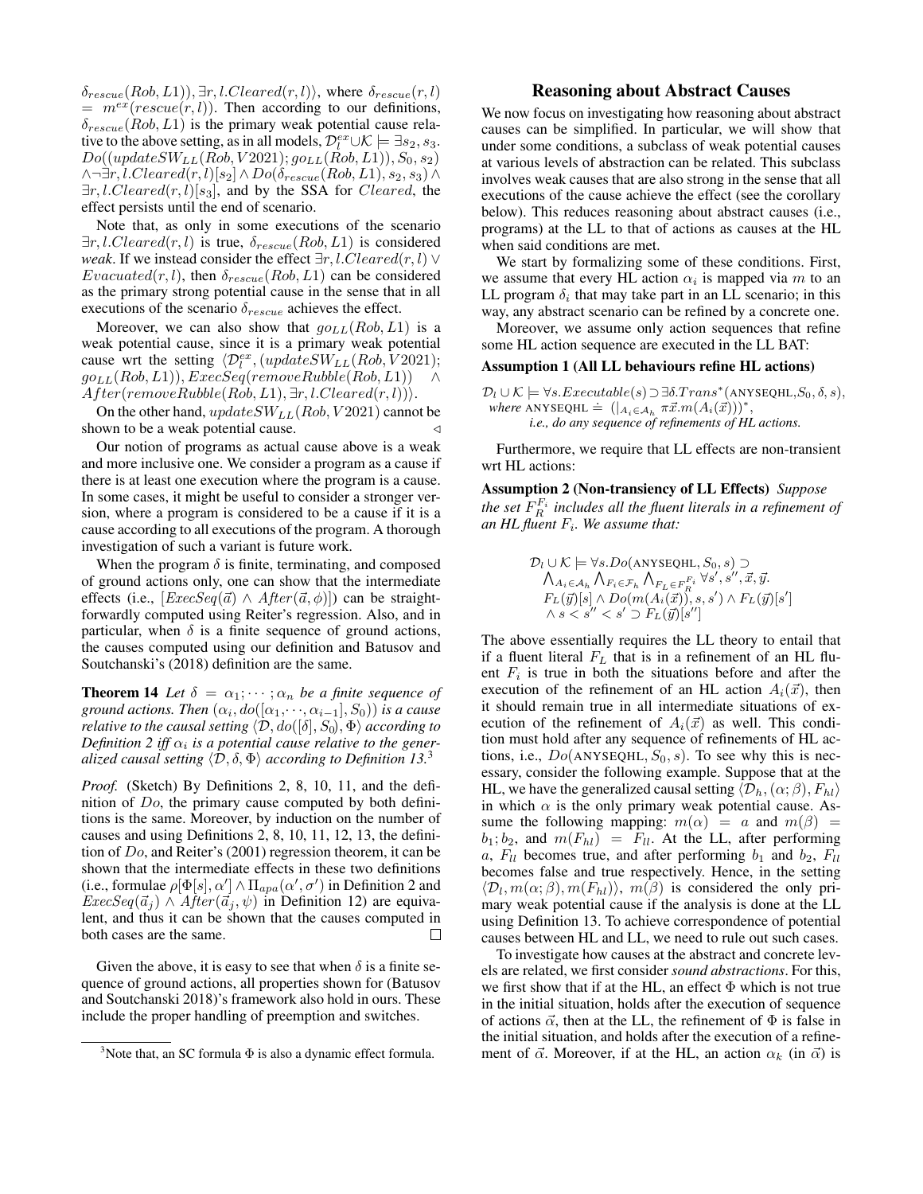$\delta_{rescue}(Rob, L1)), \exists r, l. Cleared(r, l)\rangle$, where $\delta_{rescue}(r, l) = m^{ex}(rescue(r, l))$. Then according to our definitions, $\delta_{rescue}(Rob, L1)$ is the primary weak potential cause relative to the above setting, as in all models, $\mathcal{D}_l^{ex} \cup \mathcal{K} \models \exists s_2, s_3. Do((updateSW_{LL}(Rob, V2021); go_{LL}(Rob, L1)), S_0, s_2) \wedge \neg\exists r, l. Cleared(r, l)[s_2] \wedge Do(\delta_{rescue}(Rob, L1), s_2, s_3) \wedge \exists r, l. Cleared(r, l)[s_3]$, and by the SSA for $Cleared$, the effect persists until the end of scenario.

Note that, as only in some executions of the scenario $\exists r, l. Cleared(r, l)$ is true, $\delta_{rescue}(Rob, L1)$ is considered *weak*. If we instead consider the effect $\exists r, l. Cleared(r, l) \vee Evacuated(r, l)$, then $\delta_{rescue}(Rob, L1)$ can be considered as the primary strong potential cause in the sense that in all executions of the scenario $\delta_{rescue}$ achieves the effect.

Moreover, we can also show that $go_{LL}(Rob, L1)$ is a weak potential cause, since it is a primary weak potential cause wrt the setting $\langle \mathcal{D}_l^{ex}, (updateSW_{LL}(Rob, V2021); go_{LL}(Rob, L1)), ExecSeq(removeRubble(Rob, L1)) \wedge After(removeRubble(Rob, L1), \exists r, l. Cleared(r, l))\rangle$.

On the other hand, $updateSW_{LL}(Rob, V2021)$ cannot be shown to be a weak potential cause. $\triangleleft$

Our notion of programs as actual cause above is a weak and more inclusive one. We consider a program as a cause if there is at least one execution where the program is a cause. In some cases, it might be useful to consider a stronger version, where a program is considered to be a cause if it is a cause according to all executions of the program. A thorough investigation of such a variant is future work.

When the program $\delta$ is finite, terminating, and composed of ground actions only, one can show that the intermediate effects (i.e., $[ExecSeq(\vec{a}) \wedge After(\vec{a}, \phi)]$) can be straightforwardly computed using Reiter's regression. Also, and in particular, when $\delta$ is a finite sequence of ground actions, the causes computed using our definition and Batusov and Soutchanski's (2018) definition are the same.

**Theorem 14** *Let $\delta = \alpha_1; \cdots; \alpha_n$ be a finite sequence of ground actions. Then $(\alpha_i, do([\alpha_1, \cdots, \alpha_{i-1}], S_0))$ is a cause relative to the causal setting $\langle \mathcal{D}, do([\delta], S_0), \Phi\rangle$ according to Definition 2 iff $\alpha_i$ is a potential cause relative to the generalized causal setting $\langle \mathcal{D}, \delta, \Phi\rangle$ according to Definition 13.*[3]

*Proof.* (Sketch) By Definitions 2, 8, 10, 11, and the definition of $Do$, the primary cause computed by both definitions is the same. Moreover, by induction on the number of causes and using Definitions 2, 8, 10, 11, 12, 13, the definition of $Do$, and Reiter's (2001) regression theorem, it can be shown that the intermediate effects in these two definitions (i.e., formulae $\rho[\Phi[s], \alpha'] \wedge \Pi_{apa}(\alpha', \sigma')$ in Definition 2 and $ExecSeq(\vec{a}_j) \wedge After(\vec{a}_j, \psi)$ in Definition 12) are equivalent, and thus it can be shown that the causes computed in both cases are the same. $\square$

Given the above, it is easy to see that when $\delta$ is a finite sequence of ground actions, all properties shown for (Batusov and Soutchanski 2018)'s framework also hold in ours. These include the proper handling of preemption and switches.

[3] Note that, an SC formula $\Phi$ is also a dynamic effect formula.

## Reasoning about Abstract Causes

We now focus on investigating how reasoning about abstract causes can be simplified. In particular, we will show that under some conditions, a subclass of weak potential causes at various levels of abstraction can be related. This subclass involves weak causes that are also strong in the sense that all executions of the cause achieve the effect (see the corollary below). This reduces reasoning about abstract causes (i.e., programs) at the LL to that of actions as causes at the HL when said conditions are met.

We start by formalizing some of these conditions. First, we assume that every HL action $\alpha_i$ is mapped via $m$ to an LL program $\delta_i$ that may take part in an LL scenario; in this way, any abstract scenario can be refined by a concrete one.

Moreover, we assume only action sequences that refine some HL action sequence are executed in the LL BAT:

**Assumption 1 (All LL behaviours refine HL actions)**

$\mathcal{D}_l \cup \mathcal{K} \models \forall s. Executable(s) \supset \exists \delta. Trans^*(\text{ANYSEQHL}, S_0, \delta, s)$, *where* $\text{ANYSEQHL} \doteq (|_{A_i \in \mathcal{A}_h} \pi \vec{x}. m(A_i(\vec{x})))^*$,
*i.e., do any sequence of refinements of HL actions.*

Furthermore, we require that LL effects are non-transient wrt HL actions:

**Assumption 2 (Non-transiency of LL Effects)** *Suppose the set $F_R^{F_i}$ includes all the fluent literals in a refinement of an HL fluent $F_i$. We assume that:*

$$\begin{array}{l}\mathcal{D}_l \cup \mathcal{K} \models \forall s. Do(\text{ANYSEQHL}, S_0, s) \supset \\ \quad \bigwedge_{A_i \in \mathcal{A}_h} \bigwedge_{F_i \in \mathcal{F}_h} \bigwedge_{F_L \in F_R^{F_i}} \forall s', s'', \vec{x}, \vec{y}. \\ \quad F_L(\vec{y})[s] \wedge Do(m(A_i(\vec{x})), s, s') \wedge F_L(\vec{y})[s'] \\ \quad \wedge\, s < s'' < s' \supset F_L(\vec{y})[s'']\end{array}$$

The above essentially requires the LL theory to entail that if a fluent literal $F_L$ that is in a refinement of an HL fluent $F_i$ is true in both the situations before and after the execution of the refinement of an HL action $A_i(\vec{x})$, then it should remain true in all intermediate situations of execution of the refinement of $A_i(\vec{x})$ as well. This condition must hold after any sequence of refinements of HL actions, i.e., $Do(\text{ANYSEQHL}, S_0, s)$. To see why this is necessary, consider the following example. Suppose that at the HL, we have the generalized causal setting $\langle \mathcal{D}_h, (\alpha; \beta), F_{hl}\rangle$ in which $\alpha$ is the only primary weak potential cause. Assume the following mapping: $m(\alpha) = a$ and $m(\beta) = b_1; b_2$, and $m(F_{hl}) = F_{ll}$. At the LL, after performing $a$, $F_{ll}$ becomes true, and after performing $b_1$ and $b_2$, $F_{ll}$ becomes false and true respectively. Hence, in the setting $\langle \mathcal{D}_l, m(\alpha; \beta), m(F_{hl})\rangle$, $m(\beta)$ is considered the only primary weak potential cause if the analysis is done at the LL using Definition 13. To achieve correspondence of potential causes between HL and LL, we need to rule out such cases.

To investigate how causes at the abstract and concrete levels are related, we first consider *sound abstractions*. For this, we first show that if at the HL, an effect $\Phi$ which is not true in the initial situation, holds after the execution of sequence of actions $\vec{\alpha}$, then at the LL, the refinement of $\Phi$ is false in the initial situation, and holds after the execution of a refinement of $\vec{\alpha}$. Moreover, if at the HL, an action $\alpha_k$ (in $\vec{\alpha}$) is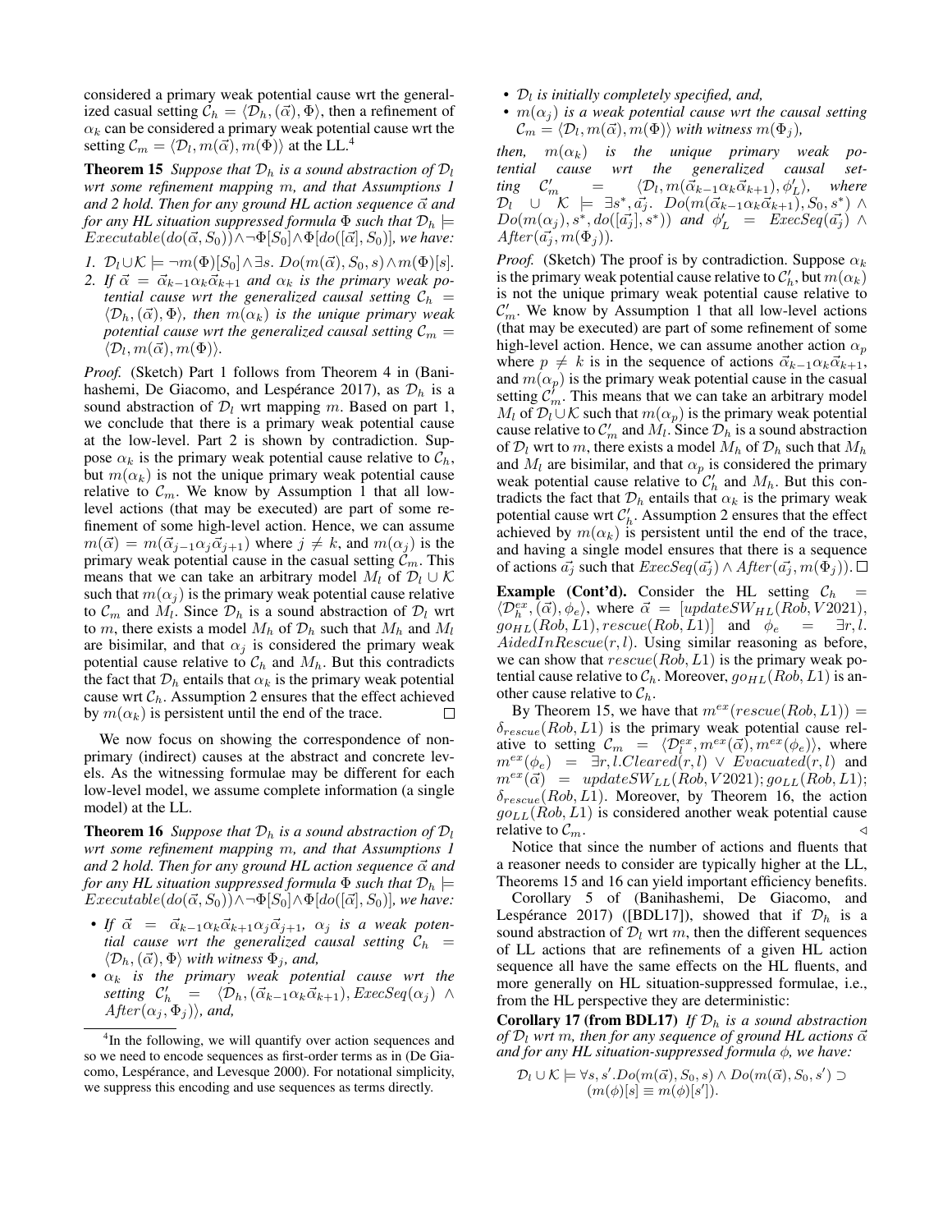considered a primary weak potential cause wrt the generalized casual setting $\mathcal{C}_h = \langle \mathcal{D}_h, (\vec{\alpha}), \Phi \rangle$, then a refinement of $\alpha_k$ can be considered a primary weak potential cause wrt the setting $\mathcal{C}_m = \langle \mathcal{D}_l, m(\vec{\alpha}), m(\Phi) \rangle$ at the LL.[4]

**Theorem 15** *Suppose that $\mathcal{D}_h$ is a sound abstraction of $\mathcal{D}_l$ wrt some refinement mapping $m$, and that Assumptions 1 and 2 hold. Then for any ground HL action sequence $\vec{\alpha}$ and for any HL situation suppressed formula $\Phi$ such that $\mathcal{D}_h \models Executable(do(\vec{\alpha}, S_0)) \wedge \neg\Phi[S_0] \wedge \Phi[do([\vec{\alpha}], S_0)]$, we have:*

1. *$\mathcal{D}_l \cup \mathcal{K} \models \neg m(\Phi)[S_0] \wedge \exists s.\ Do(m(\vec{\alpha}), S_0, s) \wedge m(\Phi)[s]$.*
2. *If $\vec{\alpha} = \vec{\alpha}_{k-1}\alpha_k\vec{\alpha}_{k+1}$ and $\alpha_k$ is the primary weak potential cause wrt the generalized causal setting $\mathcal{C}_h = \langle \mathcal{D}_h, (\vec{\alpha}), \Phi \rangle$, then $m(\alpha_k)$ is the unique primary weak potential cause wrt the generalized causal setting $\mathcal{C}_m = \langle \mathcal{D}_l, m(\vec{\alpha}), m(\Phi) \rangle$.*

*Proof.* (Sketch) Part 1 follows from Theorem 4 in (Banihashemi, De Giacomo, and Lespérance 2017), as $\mathcal{D}_h$ is a sound abstraction of $\mathcal{D}_l$ wrt mapping $m$. Based on part 1, we conclude that there is a primary weak potential cause at the low-level. Part 2 is shown by contradiction. Suppose $\alpha_k$ is the primary weak potential cause relative to $\mathcal{C}_h$, but $m(\alpha_k)$ is not the unique primary weak potential cause relative to $\mathcal{C}_m$. We know by Assumption 1 that all low-level actions (that may be executed) are part of some refinement of some high-level action. Hence, we can assume $m(\vec{\alpha}) = m(\vec{\alpha}_{j-1}\alpha_j\vec{\alpha}_{j+1})$ where $j \neq k$, and $m(\alpha_j)$ is the primary weak potential cause in the casual setting $\mathcal{C}_m$. This means that we can take an arbitrary model $M_l$ of $\mathcal{D}_l \cup \mathcal{K}$ such that $m(\alpha_j)$ is the primary weak potential cause relative to $\mathcal{C}_m$ and $M_l$. Since $\mathcal{D}_h$ is a sound abstraction of $\mathcal{D}_l$ wrt to $m$, there exists a model $M_h$ of $\mathcal{D}_h$ such that $M_h$ and $M_l$ are bisimilar, and that $\alpha_j$ is considered the primary weak potential cause relative to $\mathcal{C}_h$ and $M_h$. But this contradicts the fact that $\mathcal{D}_h$ entails that $\alpha_k$ is the primary weak potential cause wrt $\mathcal{C}_h$. Assumption 2 ensures that the effect achieved by $m(\alpha_k)$ is persistent until the end of the trace. $\square$

We now focus on showing the correspondence of non-primary (indirect) causes at the abstract and concrete levels. As the witnessing formulae may be different for each low-level model, we assume complete information (a single model) at the LL.

**Theorem 16** *Suppose that $\mathcal{D}_h$ is a sound abstraction of $\mathcal{D}_l$ wrt some refinement mapping $m$, and that Assumptions 1 and 2 hold. Then for any ground HL action sequence $\vec{\alpha}$ and for any HL situation suppressed formula $\Phi$ such that $\mathcal{D}_h \models Executable(do(\vec{\alpha}, S_0)) \wedge \neg\Phi[S_0] \wedge \Phi[do([\vec{\alpha}], S_0)]$, we have:*

- *If $\vec{\alpha} = \vec{\alpha}_{k-1}\alpha_k\vec{\alpha}_{k+1}\alpha_j\vec{\alpha}_{j+1}$, $\alpha_j$ is a weak potential cause wrt the generalized causal setting $\mathcal{C}_h = \langle \mathcal{D}_h, (\vec{\alpha}), \Phi \rangle$ with witness $\Phi_j$, and,*
- *$\alpha_k$ is the primary weak potential cause wrt the setting $\mathcal{C}'_h = \langle \mathcal{D}_h, (\vec{\alpha}_{k-1}\alpha_k\vec{\alpha}_{k+1}), ExecSeq(\alpha_j) \wedge After(\alpha_j, \Phi_j) \rangle$, and,*
- *$\mathcal{D}_l$ is initially completely specified, and,*
- *$m(\alpha_j)$ is a weak potential cause wrt the causal setting $\mathcal{C}_m = \langle \mathcal{D}_l, m(\vec{\alpha}), m(\Phi) \rangle$ with witness $m(\Phi_j)$,*

*then, $m(\alpha_k)$ is the unique primary weak potential cause wrt the generalized causal setting $\mathcal{C}'_m = \langle \mathcal{D}_l, m(\vec{\alpha}_{k-1}\alpha_k\vec{\alpha}_{k+1}), \phi'_L \rangle$, where $\mathcal{D}_l \cup \mathcal{K} \models \exists s^*, \vec{a_j}.\ Do(m(\vec{\alpha}_{k-1}\alpha_k\vec{\alpha}_{k+1}), S_0, s^*) \wedge Do(m(\alpha_j), s^*, do([\vec{a_j}], s^*))$ and $\phi'_L = ExecSeq(\vec{a_j}) \wedge After(\vec{a_j}, m(\Phi_j))$.*

*Proof.* (Sketch) The proof is by contradiction. Suppose $\alpha_k$ is the primary weak potential cause relative to $\mathcal{C}'_h$, but $m(\alpha_k)$ is not the unique primary weak potential cause relative to $\mathcal{C}'_m$. We know by Assumption 1 that all low-level actions (that may be executed) are part of some refinement of some high-level action. Hence, we can assume another action $\alpha_p$ where $p \neq k$ is in the sequence of actions $\vec{\alpha}_{k-1}\alpha_k\vec{\alpha}_{k+1}$, and $m(\alpha_p)$ is the primary weak potential cause in the casual setting $\mathcal{C}'_m$. This means that we can take an arbitrary model $M_l$ of $\mathcal{D}_l \cup \mathcal{K}$ such that $m(\alpha_p)$ is the primary weak potential cause relative to $\mathcal{C}'_m$ and $M_l$. Since $\mathcal{D}_h$ is a sound abstraction of $\mathcal{D}_l$ wrt to $m$, there exists a model $M_h$ of $\mathcal{D}_h$ such that $M_h$ and $M_l$ are bisimilar, and that $\alpha_p$ is considered the primary weak potential cause relative to $\mathcal{C}'_h$ and $M_h$. But this contradicts the fact that $\mathcal{D}_h$ entails that $\alpha_k$ is the primary weak potential cause wrt $\mathcal{C}'_h$. Assumption 2 ensures that the effect achieved by $m(\alpha_k)$ is persistent until the end of the trace, and having a single model ensures that there is a sequence of actions $\vec{a_j}$ such that $ExecSeq(\vec{a_j}) \wedge After(\vec{a_j}, m(\Phi_j))$. $\square$

**Example (Cont'd).** Consider the HL setting $\mathcal{C}_h = \langle \mathcal{D}_h^{ex}, (\vec{\alpha}), \phi_e \rangle$, where $\vec{\alpha} = [updateSW_{HL}(Rob, V2021), go_{HL}(Rob, L1), rescue(Rob, L1)]$ and $\phi_e = \exists r, l.\ AidedInRescue(r, l)$. Using similar reasoning as before, we can show that $rescue(Rob, L1)$ is the primary weak potential cause relative to $\mathcal{C}_h$. Moreover, $go_{HL}(Rob, L1)$ is another cause relative to $\mathcal{C}_h$.

By Theorem 15, we have that $m^{ex}(rescue(Rob, L1)) = \delta_{rescue}(Rob, L1)$ is the primary weak potential cause relative to setting $\mathcal{C}_m = \langle \mathcal{D}_l^{ex}, m^{ex}(\vec{\alpha}), m^{ex}(\phi_e) \rangle$, where $m^{ex}(\phi_e) = \exists r, l.Cleared(r, l) \vee Evacuated(r, l)$ and $m^{ex}(\vec{\alpha}) = updateSW_{LL}(Rob, V2021); go_{LL}(Rob, L1); \delta_{rescue}(Rob, L1)$. Moreover, by Theorem 16, the action $go_{LL}(Rob, L1)$ is considered another weak potential cause relative to $\mathcal{C}_m$. $\triangleleft$

Notice that since the number of actions and fluents that a reasoner needs to consider are typically higher at the LL, Theorems 15 and 16 can yield important efficiency benefits.

Corollary 5 of (Banihashemi, De Giacomo, and Lespérance 2017) ([BDL17]), showed that if $\mathcal{D}_h$ is a sound abstraction of $\mathcal{D}_l$ wrt $m$, then the different sequences of LL actions that are refinements of a given HL action sequence all have the same effects on the HL fluents, and more generally on HL situation-suppressed formulae, i.e., from the HL perspective they are deterministic:

**Corollary 17 (from BDL17)** *If $\mathcal{D}_h$ is a sound abstraction of $\mathcal{D}_l$ wrt $m$, then for any sequence of ground HL actions $\vec{\alpha}$ and for any HL situation-suppressed formula $\phi$, we have:*

$$\mathcal{D}_l \cup \mathcal{K} \models \forall s, s'. Do(m(\vec{\alpha}), S_0, s) \wedge Do(m(\vec{\alpha}), S_0, s') \supset (m(\phi)[s] \equiv m(\phi)[s']).$$

[4] In the following, we will quantify over action sequences and so we need to encode sequences as first-order terms as in (De Giacomo, Lespérance, and Levesque 2000). For notational simplicity, we suppress this encoding and use sequences as terms directly.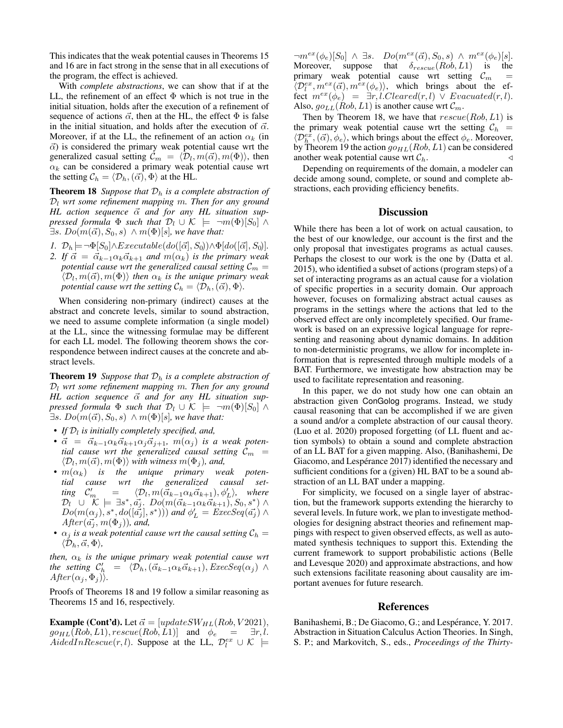This indicates that the weak potential causes in Theorems 15 and 16 are in fact strong in the sense that in all executions of the program, the effect is achieved.

With *complete abstractions*, we can show that if at the LL, the refinement of an effect $\Phi$ which is not true in the initial situation, holds after the execution of a refinement of sequence of actions $\vec{\alpha}$, then at the HL, the effect $\Phi$ is false in the initial situation, and holds after the execution of $\vec{\alpha}$. Moreover, if at the LL, the refinement of an action $\alpha_k$ (in $\vec{\alpha}$) is considered the primary weak potential cause wrt the generalized casual setting $\mathcal{C}_m = \langle \mathcal{D}_l, m(\vec{\alpha}), m(\Phi) \rangle$, then $\alpha_k$ can be considered a primary weak potential cause wrt the setting $\mathcal{C}_h = \langle \mathcal{D}_h, (\vec{\alpha}), \Phi \rangle$ at the HL.

**Theorem 18** *Suppose that $\mathcal{D}_h$ is a complete abstraction of $\mathcal{D}_l$ wrt some refinement mapping $m$. Then for any ground HL action sequence $\vec{\alpha}$ and for any HL situation suppressed formula $\Phi$ such that $\mathcal{D}_l \cup \mathcal{K} \models \neg m(\Phi)[S_0] \wedge \exists s.\ Do(m(\vec{\alpha}), S_0, s) \wedge m(\Phi)[s]$, we have that:*

1. *$\mathcal{D}_h \models \neg\Phi[S_0] \wedge Executable(do([\vec{\alpha}], S_0)) \wedge \Phi[do([\vec{\alpha}], S_0)]$.*
2. *If $\vec{\alpha} = \vec{\alpha}_{k-1}\alpha_k\vec{\alpha}_{k+1}$ and $m(\alpha_k)$ is the primary weak potential cause wrt the generalized causal setting $\mathcal{C}_m = \langle \mathcal{D}_l, m(\vec{\alpha}), m(\Phi) \rangle$ then $\alpha_k$ is the unique primary weak potential cause wrt the setting $\mathcal{C}_h = \langle \mathcal{D}_h, (\vec{\alpha}), \Phi \rangle$.*

When considering non-primary (indirect) causes at the abstract and concrete levels, similar to sound abstraction, we need to assume complete information (a single model) at the LL, since the witnessing formulae may be different for each LL model. The following theorem shows the correspondence between indirect causes at the concrete and abstract levels.

**Theorem 19** *Suppose that $\mathcal{D}_h$ is a complete abstraction of $\mathcal{D}_l$ wrt some refinement mapping $m$. Then for any ground HL action sequence $\vec{\alpha}$ and for any HL situation suppressed formula $\Phi$ such that $\mathcal{D}_l \cup \mathcal{K} \models \neg m(\Phi)[S_0] \wedge \exists s.\ Do(m(\vec{\alpha}), S_0, s) \wedge m(\Phi)[s]$, we have that:*

- *If $\mathcal{D}_l$ is initially completely specified, and,*
- *$\vec{\alpha} = \vec{\alpha}_{k-1}\alpha_k\vec{\alpha}_{k+1}\alpha_j\vec{\alpha}_{j+1}$, $m(\alpha_j)$ is a weak potential cause wrt the generalized causal setting $\mathcal{C}_m = \langle \mathcal{D}_l, m(\vec{\alpha}), m(\Phi) \rangle$ with witness $m(\Phi_j)$, and,*
- *$m(\alpha_k)$ is the unique primary weak potential cause wrt the generalized causal setting $\mathcal{C}'_m = \langle \mathcal{D}_l, m(\vec{\alpha}_{k-1}\alpha_k\vec{\alpha}_{k+1}), \phi'_L \rangle$, where $\mathcal{D}_l \cup \mathcal{K} \models \exists s^*, \vec{a_j}.\ Do(m(\vec{\alpha}_{k-1}\alpha_k\vec{\alpha}_{k+1}), S_0, s^*) \wedge Do(m(\alpha_j), s^*, do([\vec{a_j}], s^*)))$ and $\phi'_L = ExecSeq(\vec{a_j}) \wedge After(\vec{a_j}, m(\Phi_j))$, and,*
- *$\alpha_j$ is a weak potential cause wrt the causal setting $\mathcal{C}_h = \langle \mathcal{D}_h, \vec{\alpha}, \Phi \rangle$,*

*then, $\alpha_k$ is the unique primary weak potential cause wrt the setting $\mathcal{C}'_h = \langle \mathcal{D}_h, (\vec{\alpha}_{k-1}\alpha_k\vec{\alpha}_{k+1}), ExecSeq(\alpha_j) \wedge After(\alpha_j, \Phi_j) \rangle$.*

Proofs of Theorems 18 and 19 follow a similar reasoning as Theorems 15 and 16, respectively.

**Example (Cont'd).** Let $\vec{\alpha} = [updateSW_{HL}(Rob, V2021), go_{HL}(Rob, L1), rescue(Rob, L1)]$ and $\phi_e = \exists r, l.\ AidedInRescue(r, l)$. Suppose at the LL, $\mathcal{D}_l^{ex} \cup \mathcal{K} \models \neg m^{ex}(\phi_e)[S_0] \wedge \exists s.\ \ Do(m^{ex}(\vec{\alpha}), S_0, s) \wedge m^{ex}(\phi_e)[s]$. Moreover, suppose that $\delta_{rescue}(Rob, L1)$ is the primary weak potential cause wrt setting $\mathcal{C}_m = \langle \mathcal{D}_l^{ex}, m^{ex}(\vec{\alpha}), m^{ex}(\phi_e) \rangle$, which brings about the effect $m^{ex}(\phi_e) = \exists r, l. Cleared(r, l) \vee Evacuated(r, l)$. Also, $go_{LL}(Rob, L1)$ is another cause wrt $\mathcal{C}_m$.

Then by Theorem 18, we have that $rescue(Rob, L1)$ is the primary weak potential cause wrt the setting $\mathcal{C}_h = \langle \mathcal{D}_h^{ex}, (\vec{\alpha}), \phi_e \rangle$, which brings about the effect $\phi_e$. Moreover, by Theorem 19 the action $go_{HL}(Rob, L1)$ can be considered another weak potential cause wrt $\mathcal{C}_h$. ◁

Depending on requirements of the domain, a modeler can decide among sound, complete, or sound and complete abstractions, each providing efficiency benefits.

## Discussion

While there has been a lot of work on actual causation, to the best of our knowledge, our account is the first and the only proposal that investigates programs as actual causes. Perhaps the closest to our work is the one by (Datta et al. 2015), who identified a subset of actions (program steps) of a set of interacting programs as an actual cause for a violation of specific properties in a security domain. Our approach however, focuses on formalizing abstract actual causes as programs in the settings where the actions that led to the observed effect are only incompletely specified. Our framework is based on an expressive logical language for representing and reasoning about dynamic domains. In addition to non-deterministic programs, we allow for incomplete information that is represented through multiple models of a BAT. Furthermore, we investigate how abstraction may be used to facilitate representation and reasoning.

In this paper, we do not study how one can obtain an abstraction given ConGolog programs. Instead, we study causal reasoning that can be accomplished if we are given a sound and/or a complete abstraction of our causal theory. (Luo et al. 2020) proposed forgetting (of LL fluent and action symbols) to obtain a sound and complete abstraction of an LL BAT for a given mapping. Also, (Banihashemi, De Giacomo, and Lespérance 2017) identified the necessary and sufficient conditions for a (given) HL BAT to be a sound abstraction of an LL BAT under a mapping.

For simplicity, we focused on a single layer of abstraction, but the framework supports extending the hierarchy to several levels. In future work, we plan to investigate methodologies for designing abstract theories and refinement mappings with respect to given observed effects, as well as automated synthesis techniques to support this. Extending the current framework to support probabilistic actions (Belle and Levesque 2020) and approximate abstractions, and how such extensions facilitate reasoning about causality are important avenues for future research.

## References

Banihashemi, B.; De Giacomo, G.; and Lespérance, Y. 2017. Abstraction in Situation Calculus Action Theories. In Singh, S. P.; and Markovitch, S., eds., *Proceedings of the Thirty-*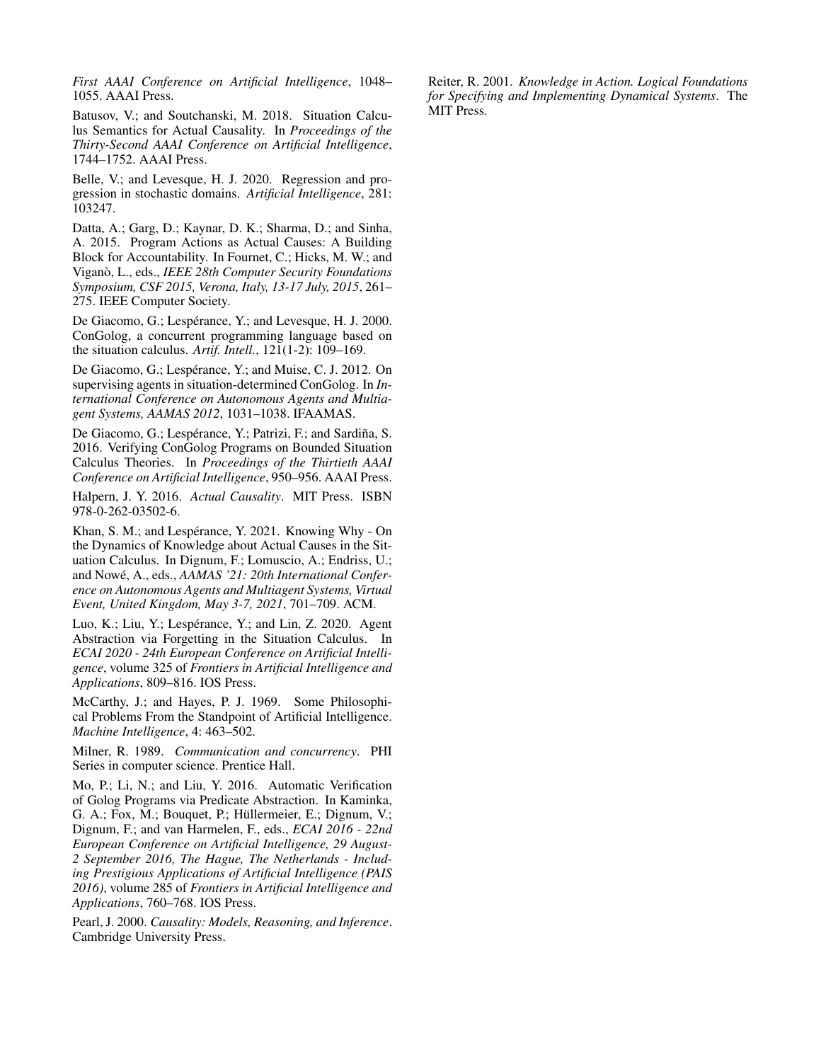*First AAAI Conference on Artificial Intelligence*, 1048–1055. AAAI Press.

Batusov, V.; and Soutchanski, M. 2018. Situation Calculus Semantics for Actual Causality. In *Proceedings of the Thirty-Second AAAI Conference on Artificial Intelligence*, 1744–1752. AAAI Press.

Belle, V.; and Levesque, H. J. 2020. Regression and progression in stochastic domains. *Artificial Intelligence*, 281: 103247.

Datta, A.; Garg, D.; Kaynar, D. K.; Sharma, D.; and Sinha, A. 2015. Program Actions as Actual Causes: A Building Block for Accountability. In Fournet, C.; Hicks, M. W.; and Viganò, L., eds., *IEEE 28th Computer Security Foundations Symposium, CSF 2015, Verona, Italy, 13-17 July, 2015*, 261–275. IEEE Computer Society.

De Giacomo, G.; Lespérance, Y.; and Levesque, H. J. 2000. ConGolog, a concurrent programming language based on the situation calculus. *Artif. Intell.*, 121(1-2): 109–169.

De Giacomo, G.; Lespérance, Y.; and Muise, C. J. 2012. On supervising agents in situation-determined ConGolog. In *International Conference on Autonomous Agents and Multiagent Systems, AAMAS 2012*, 1031–1038. IFAAMAS.

De Giacomo, G.; Lespérance, Y.; Patrizi, F.; and Sardiña, S. 2016. Verifying ConGolog Programs on Bounded Situation Calculus Theories. In *Proceedings of the Thirtieth AAAI Conference on Artificial Intelligence*, 950–956. AAAI Press.

Halpern, J. Y. 2016. *Actual Causality*. MIT Press. ISBN 978-0-262-03502-6.

Khan, S. M.; and Lespérance, Y. 2021. Knowing Why - On the Dynamics of Knowledge about Actual Causes in the Situation Calculus. In Dignum, F.; Lomuscio, A.; Endriss, U.; and Nowé, A., eds., *AAMAS '21: 20th International Conference on Autonomous Agents and Multiagent Systems, Virtual Event, United Kingdom, May 3-7, 2021*, 701–709. ACM.

Luo, K.; Liu, Y.; Lespérance, Y.; and Lin, Z. 2020. Agent Abstraction via Forgetting in the Situation Calculus. In *ECAI 2020 - 24th European Conference on Artificial Intelligence*, volume 325 of *Frontiers in Artificial Intelligence and Applications*, 809–816. IOS Press.

McCarthy, J.; and Hayes, P. J. 1969. Some Philosophical Problems From the Standpoint of Artificial Intelligence. *Machine Intelligence*, 4: 463–502.

Milner, R. 1989. *Communication and concurrency*. PHI Series in computer science. Prentice Hall.

Mo, P.; Li, N.; and Liu, Y. 2016. Automatic Verification of Golog Programs via Predicate Abstraction. In Kaminka, G. A.; Fox, M.; Bouquet, P.; Hüllermeier, E.; Dignum, V.; Dignum, F.; and van Harmelen, F., eds., *ECAI 2016 - 22nd European Conference on Artificial Intelligence, 29 August-2 September 2016, The Hague, The Netherlands - Including Prestigious Applications of Artificial Intelligence (PAIS 2016)*, volume 285 of *Frontiers in Artificial Intelligence and Applications*, 760–768. IOS Press.

Pearl, J. 2000. *Causality: Models, Reasoning, and Inference*. Cambridge University Press.

Reiter, R. 2001. *Knowledge in Action. Logical Foundations for Specifying and Implementing Dynamical Systems*. The MIT Press.